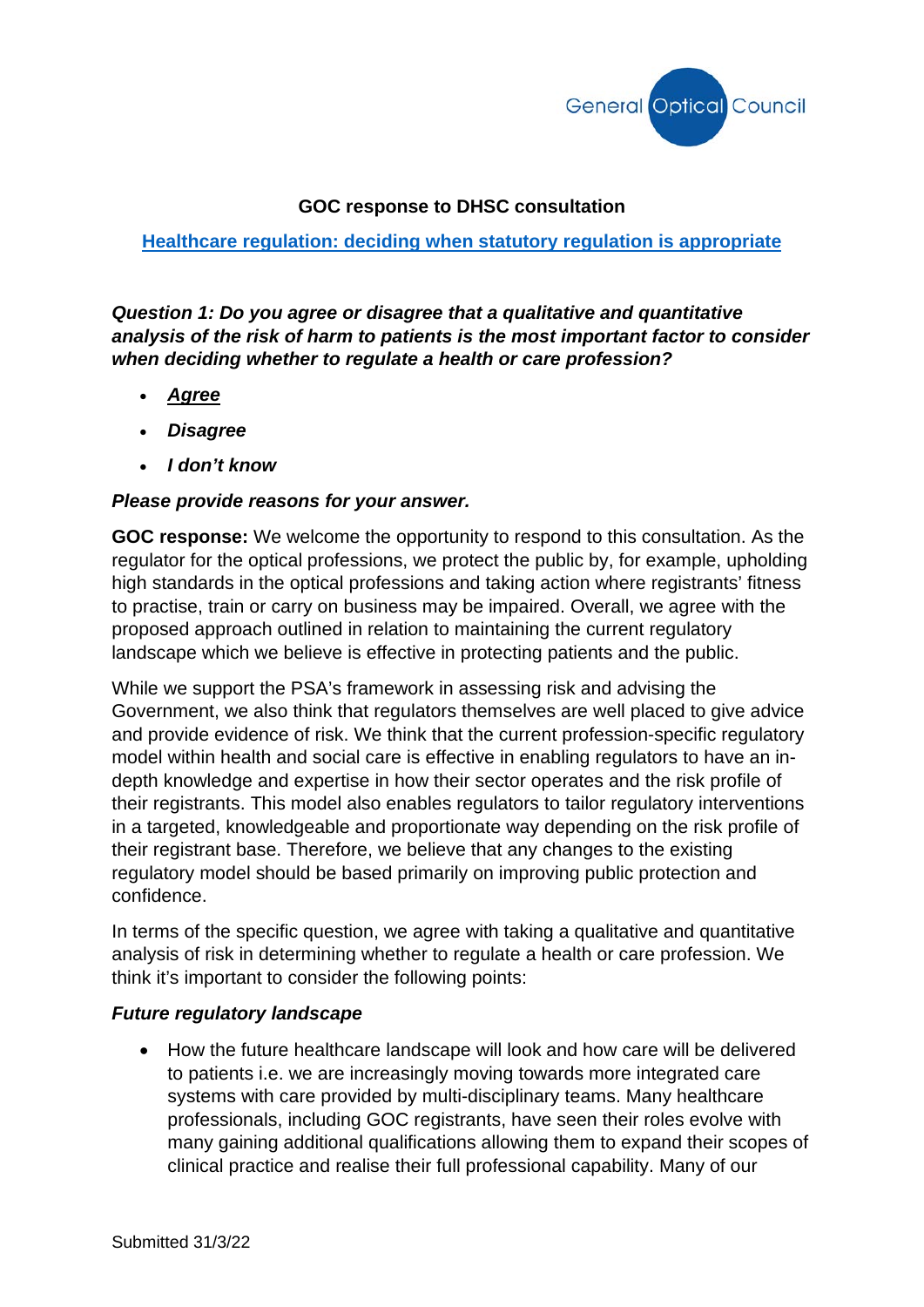General Optical Council

**GOC response to DHSC consultation**

**[Healthcare regulation: deciding when statutory regulation is appropriate]**

***Question 1: Do you agree or disagree that a qualitative and quantitative analysis of the risk of harm to patients is the most important factor to consider when deciding whether to regulate a health or care profession?***

- ***Agree***
- ***Disagree***
- ***I don't know***

***Please provide reasons for your answer.***

**GOC response:** We welcome the opportunity to respond to this consultation. As the regulator for the optical professions, we protect the public by, for example, upholding high standards in the optical professions and taking action where registrants' fitness to practise, train or carry on business may be impaired. Overall, we agree with the proposed approach outlined in relation to maintaining the current regulatory landscape which we believe is effective in protecting patients and the public.

While we support the PSA's framework in assessing risk and advising the Government, we also think that regulators themselves are well placed to give advice and provide evidence of risk. We think that the current profession-specific regulatory model within health and social care is effective in enabling regulators to have an in-depth knowledge and expertise in how their sector operates and the risk profile of their registrants. This model also enables regulators to tailor regulatory interventions in a targeted, knowledgeable and proportionate way depending on the risk profile of their registrant base. Therefore, we believe that any changes to the existing regulatory model should be based primarily on improving public protection and confidence.

In terms of the specific question, we agree with taking a qualitative and quantitative analysis of risk in determining whether to regulate a health or care profession. We think it's important to consider the following points:

***Future regulatory landscape***

- How the future healthcare landscape will look and how care will be delivered to patients i.e. we are increasingly moving towards more integrated care systems with care provided by multi-disciplinary teams. Many healthcare professionals, including GOC registrants, have seen their roles evolve with many gaining additional qualifications allowing them to expand their scopes of clinical practice and realise their full professional capability. Many of our

Submitted 31/3/22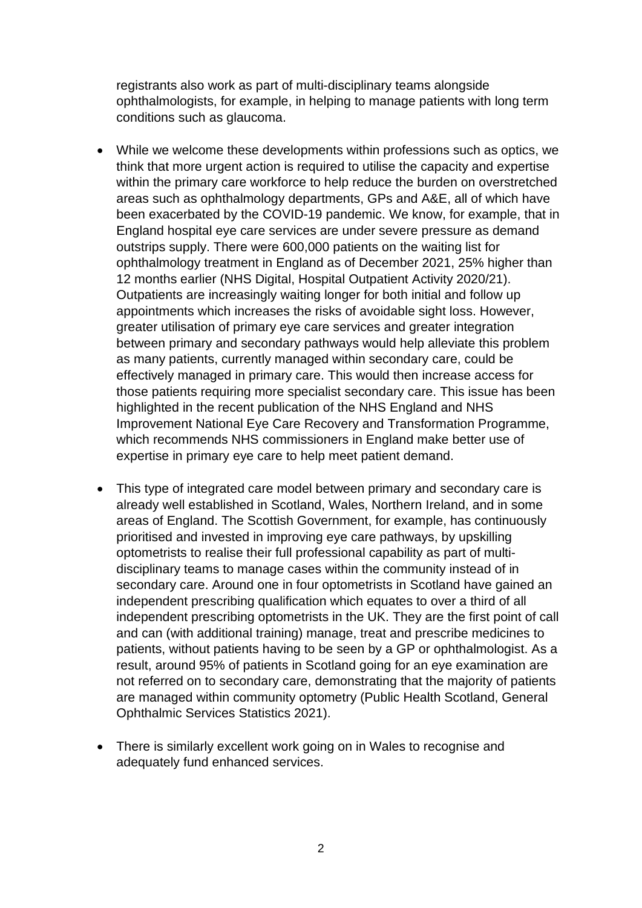registrants also work as part of multi-disciplinary teams alongside ophthalmologists, for example, in helping to manage patients with long term conditions such as glaucoma.

- While we welcome these developments within professions such as optics, we think that more urgent action is required to utilise the capacity and expertise within the primary care workforce to help reduce the burden on overstretched areas such as ophthalmology departments, GPs and A&E, all of which have been exacerbated by the COVID-19 pandemic. We know, for example, that in England hospital eye care services are under severe pressure as demand outstrips supply. There were 600,000 patients on the waiting list for ophthalmology treatment in England as of December 2021, 25% higher than 12 months earlier (NHS Digital, Hospital Outpatient Activity 2020/21). Outpatients are increasingly waiting longer for both initial and follow up appointments which increases the risks of avoidable sight loss. However, greater utilisation of primary eye care services and greater integration between primary and secondary pathways would help alleviate this problem as many patients, currently managed within secondary care, could be effectively managed in primary care. This would then increase access for those patients requiring more specialist secondary care. This issue has been highlighted in the recent publication of the NHS England and NHS Improvement National Eye Care Recovery and Transformation Programme, which recommends NHS commissioners in England make better use of expertise in primary eye care to help meet patient demand.

- This type of integrated care model between primary and secondary care is already well established in Scotland, Wales, Northern Ireland, and in some areas of England. The Scottish Government, for example, has continuously prioritised and invested in improving eye care pathways, by upskilling optometrists to realise their full professional capability as part of multi-disciplinary teams to manage cases within the community instead of in secondary care. Around one in four optometrists in Scotland have gained an independent prescribing qualification which equates to over a third of all independent prescribing optometrists in the UK. They are the first point of call and can (with additional training) manage, treat and prescribe medicines to patients, without patients having to be seen by a GP or ophthalmologist. As a result, around 95% of patients in Scotland going for an eye examination are not referred on to secondary care, demonstrating that the majority of patients are managed within community optometry (Public Health Scotland, General Ophthalmic Services Statistics 2021).

- There is similarly excellent work going on in Wales to recognise and adequately fund enhanced services.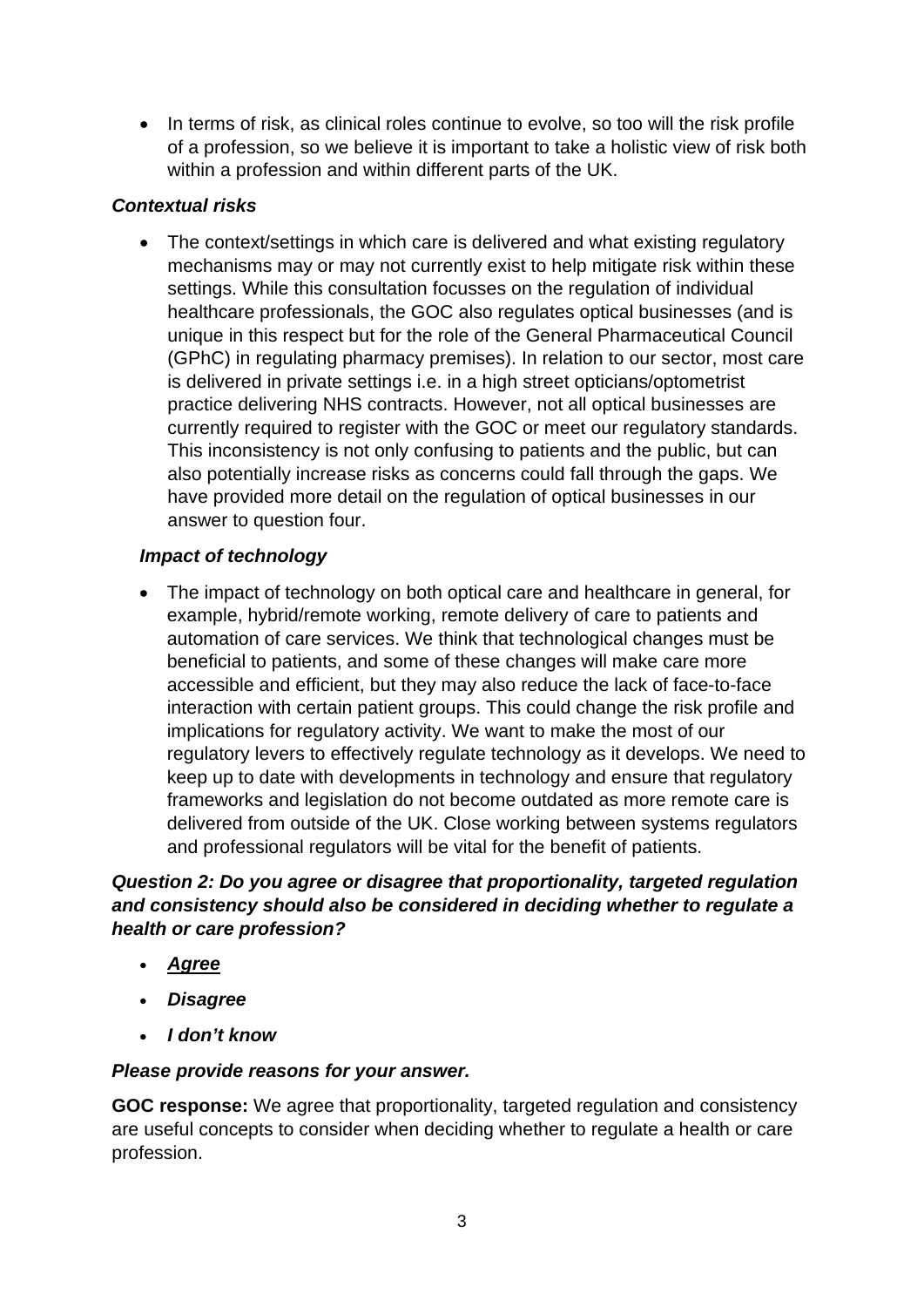- In terms of risk, as clinical roles continue to evolve, so too will the risk profile of a profession, so we believe it is important to take a holistic view of risk both within a profession and within different parts of the UK.

***Contextual risks***

- The context/settings in which care is delivered and what existing regulatory mechanisms may or may not currently exist to help mitigate risk within these settings. While this consultation focusses on the regulation of individual healthcare professionals, the GOC also regulates optical businesses (and is unique in this respect but for the role of the General Pharmaceutical Council (GPhC) in regulating pharmacy premises). In relation to our sector, most care is delivered in private settings i.e. in a high street opticians/optometrist practice delivering NHS contracts. However, not all optical businesses are currently required to register with the GOC or meet our regulatory standards. This inconsistency is not only confusing to patients and the public, but can also potentially increase risks as concerns could fall through the gaps. We have provided more detail on the regulation of optical businesses in our answer to question four.

***Impact of technology***

- The impact of technology on both optical care and healthcare in general, for example, hybrid/remote working, remote delivery of care to patients and automation of care services. We think that technological changes must be beneficial to patients, and some of these changes will make care more accessible and efficient, but they may also reduce the lack of face-to-face interaction with certain patient groups. This could change the risk profile and implications for regulatory activity. We want to make the most of our regulatory levers to effectively regulate technology as it develops. We need to keep up to date with developments in technology and ensure that regulatory frameworks and legislation do not become outdated as more remote care is delivered from outside of the UK. Close working between systems regulators and professional regulators will be vital for the benefit of patients.

***Question 2: Do you agree or disagree that proportionality, targeted regulation and consistency should also be considered in deciding whether to regulate a health or care profession?***

- ***<u>Agree</u>***
- ***Disagree***
- ***I don't know***

***Please provide reasons for your answer.***

**GOC response:** We agree that proportionality, targeted regulation and consistency are useful concepts to consider when deciding whether to regulate a health or care profession.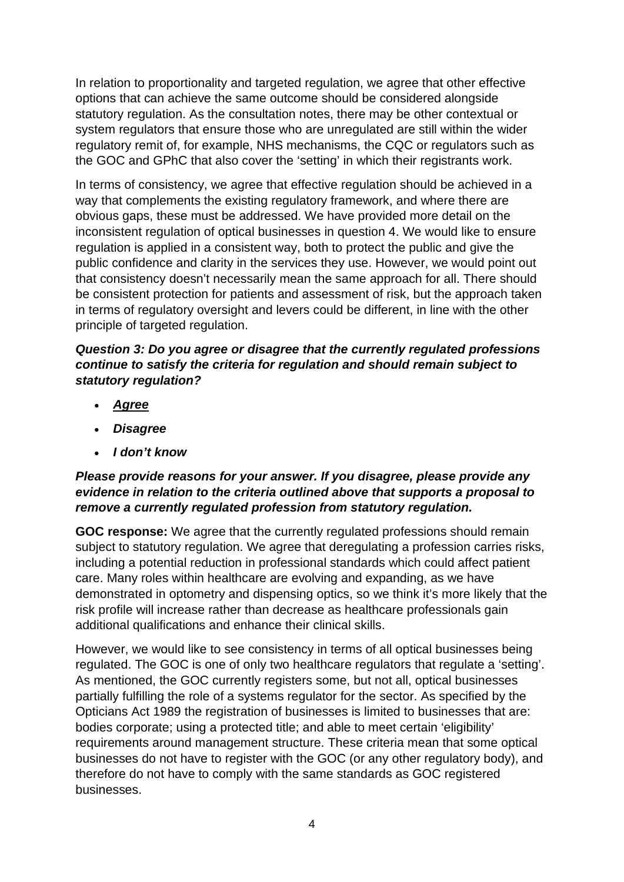In relation to proportionality and targeted regulation, we agree that other effective options that can achieve the same outcome should be considered alongside statutory regulation. As the consultation notes, there may be other contextual or system regulators that ensure those who are unregulated are still within the wider regulatory remit of, for example, NHS mechanisms, the CQC or regulators such as the GOC and GPhC that also cover the 'setting' in which their registrants work.

In terms of consistency, we agree that effective regulation should be achieved in a way that complements the existing regulatory framework, and where there are obvious gaps, these must be addressed. We have provided more detail on the inconsistent regulation of optical businesses in question 4. We would like to ensure regulation is applied in a consistent way, both to protect the public and give the public confidence and clarity in the services they use. However, we would point out that consistency doesn't necessarily mean the same approach for all. There should be consistent protection for patients and assessment of risk, but the approach taken in terms of regulatory oversight and levers could be different, in line with the other principle of targeted regulation.

***Question 3: Do you agree or disagree that the currently regulated professions continue to satisfy the criteria for regulation and should remain subject to statutory regulation?***

- ***<u>Agree</u>***
- ***Disagree***
- ***I don't know***

***Please provide reasons for your answer. If you disagree, please provide any evidence in relation to the criteria outlined above that supports a proposal to remove a currently regulated profession from statutory regulation.***

**GOC response:** We agree that the currently regulated professions should remain subject to statutory regulation. We agree that deregulating a profession carries risks, including a potential reduction in professional standards which could affect patient care. Many roles within healthcare are evolving and expanding, as we have demonstrated in optometry and dispensing optics, so we think it's more likely that the risk profile will increase rather than decrease as healthcare professionals gain additional qualifications and enhance their clinical skills.

However, we would like to see consistency in terms of all optical businesses being regulated. The GOC is one of only two healthcare regulators that regulate a 'setting'. As mentioned, the GOC currently registers some, but not all, optical businesses partially fulfilling the role of a systems regulator for the sector. As specified by the Opticians Act 1989 the registration of businesses is limited to businesses that are: bodies corporate; using a protected title; and able to meet certain 'eligibility' requirements around management structure. These criteria mean that some optical businesses do not have to register with the GOC (or any other regulatory body), and therefore do not have to comply with the same standards as GOC registered businesses.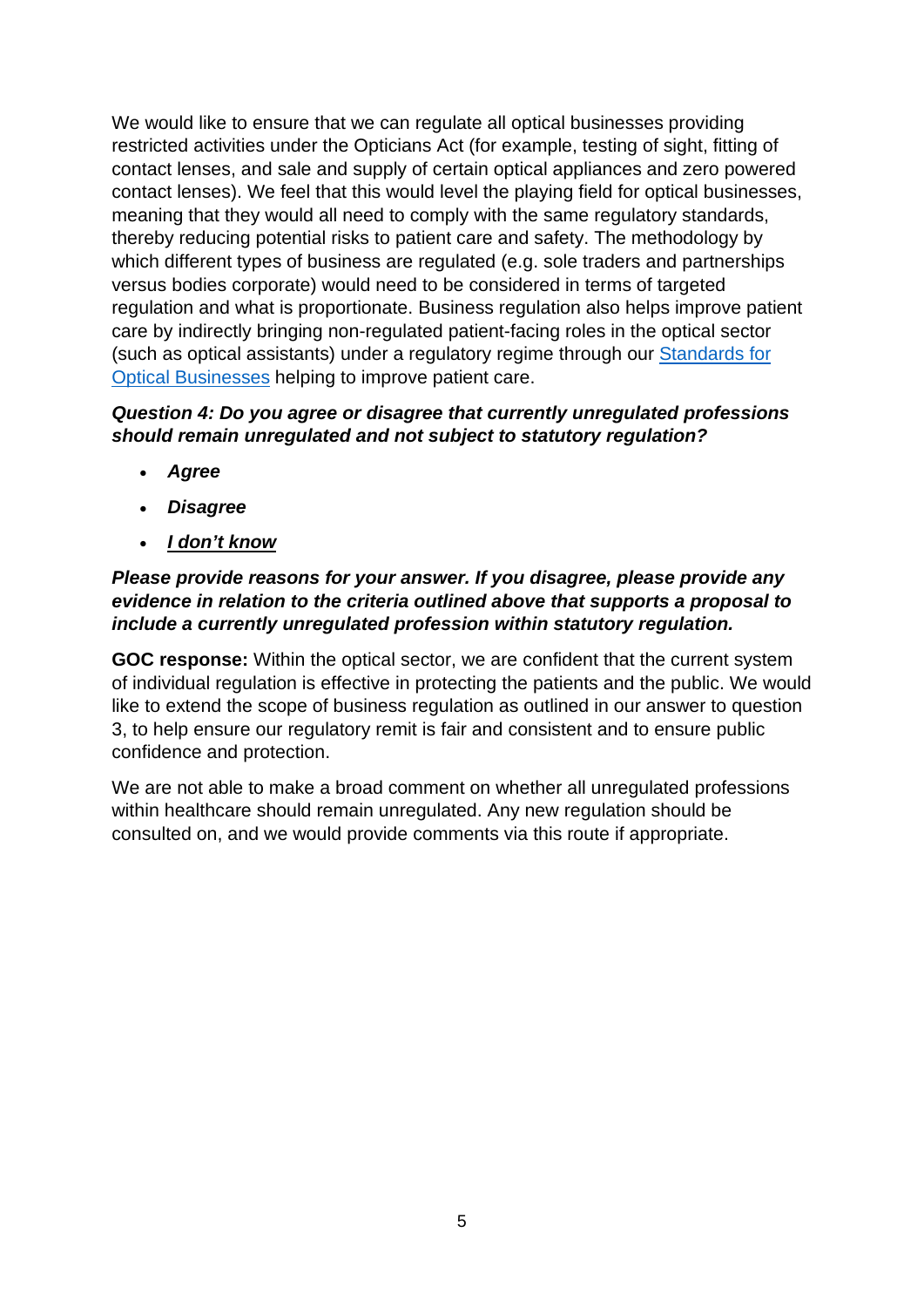We would like to ensure that we can regulate all optical businesses providing restricted activities under the Opticians Act (for example, testing of sight, fitting of contact lenses, and sale and supply of certain optical appliances and zero powered contact lenses). We feel that this would level the playing field for optical businesses, meaning that they would all need to comply with the same regulatory standards, thereby reducing potential risks to patient care and safety. The methodology by which different types of business are regulated (e.g. sole traders and partnerships versus bodies corporate) would need to be considered in terms of targeted regulation and what is proportionate. Business regulation also helps improve patient care by indirectly bringing non-regulated patient-facing roles in the optical sector (such as optical assistants) under a regulatory regime through our [Standards for Optical Businesses] helping to improve patient care.

***Question 4: Do you agree or disagree that currently unregulated professions should remain unregulated and not subject to statutory regulation?***

- ***Agree***
- ***Disagree***
- ***I don't know***

***Please provide reasons for your answer. If you disagree, please provide any evidence in relation to the criteria outlined above that supports a proposal to include a currently unregulated profession within statutory regulation.***

**GOC response:** Within the optical sector, we are confident that the current system of individual regulation is effective in protecting the patients and the public. We would like to extend the scope of business regulation as outlined in our answer to question 3, to help ensure our regulatory remit is fair and consistent and to ensure public confidence and protection.

We are not able to make a broad comment on whether all unregulated professions within healthcare should remain unregulated. Any new regulation should be consulted on, and we would provide comments via this route if appropriate.